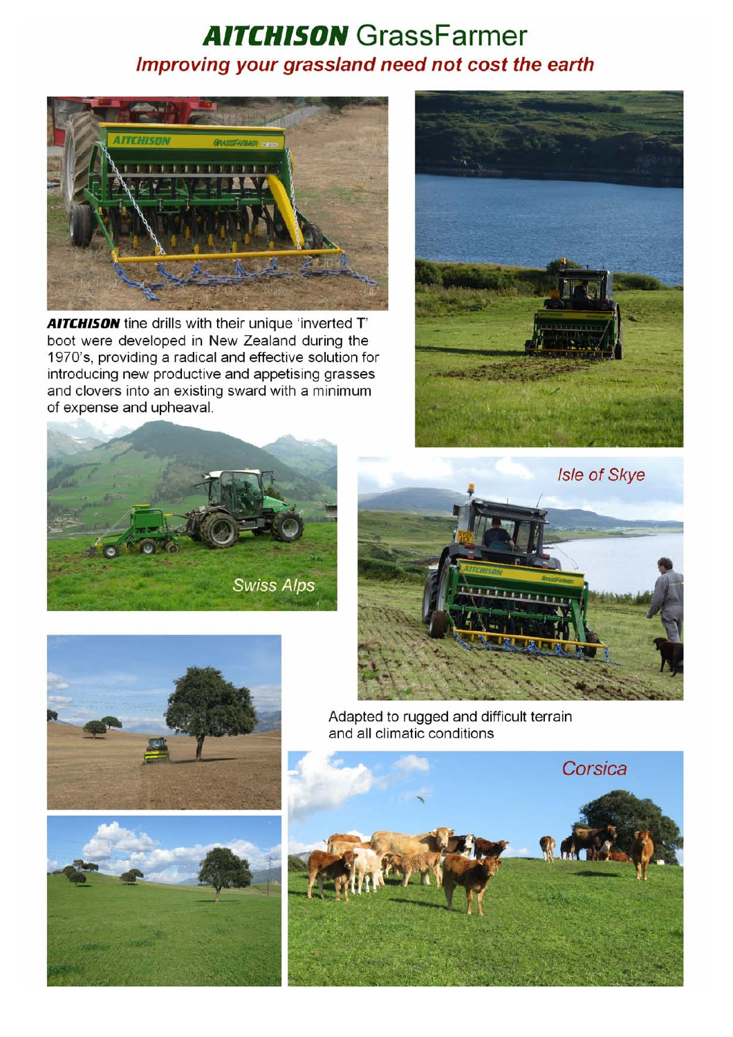# ***AITCHISON*** GrassFarmer

### *Improving your grassland need not cost the earth*

***AITCHISON*** tine drills with their unique 'inverted T' boot were developed in New Zealand during the 1970's, providing a radical and effective solution for introducing new productive and appetising grasses and clovers into an existing sward with a minimum of expense and upheaval.

*Swiss Alps*

*Isle of Skye*

Adapted to rugged and difficult terrain and all climatic conditions

*Corsica*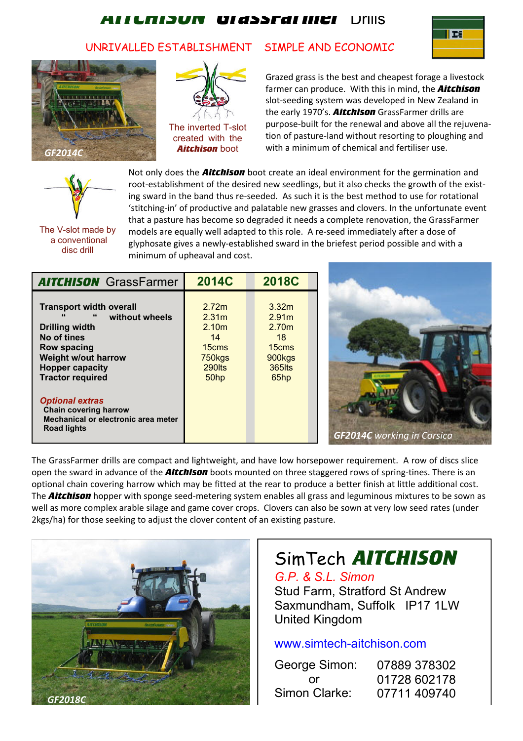# AITCHISON GrassFarmer Drills

UNRIVALLED ESTABLISHMENT SIMPLE AND ECONOMIC

GF2014C

The inverted T-slot created with the ***Aitchison*** boot

Grazed grass is the best and cheapest forage a livestock farmer can produce. With this in mind, the ***Aitchison*** slot-seeding system was developed in New Zealand in the early 1970's. ***Aitchison*** GrassFarmer drills are purpose-built for the renewal and above all the rejuvenation of pasture-land without resorting to ploughing and with a minimum of chemical and fertiliser use.

The V-slot made by a conventional disc drill

Not only does the ***Aitchison*** boot create an ideal environment for the germination and root-establishment of the desired new seedlings, but it also checks the growth of the existing sward in the band thus re-seeded. As such it is the best method to use for rotational 'stitching-in' of productive and palatable new grasses and clovers. In the unfortunate event that a pasture has become so degraded it needs a complete renovation, the GrassFarmer models are equally well adapted to this role. A re-seed immediately after a dose of glyphosate gives a newly-established sward in the briefest period possible and with a minimum of upheaval and cost.

| ***AITCHISON*** GrassFarmer | 2014C | 2018C |
|---|---|---|
| **Transport width overall** | 2.72m | 3.32m |
| **" " without wheels** | 2.31m | 2.91m |
| **Drilling width** | 2.10m | 2.70m |
| **No of tines** | 14 | 18 |
| **Row spacing** | 15cms | 15cms |
| **Weight w/out harrow** | 750kgs | 900kgs |
| **Hopper capacity** | 290lts | 365lts |
| **Tractor required** | 50hp | 65hp |
| ***Optional extras*** | | |
| **Chain covering harrow** | | |
| **Mechanical or electronic area meter** | | |
| **Road lights** | | |

*GF2014C working in Corsica*

The GrassFarmer drills are compact and lightweight, and have low horsepower requirement. A row of discs slice open the sward in advance of the ***Aitchison*** boots mounted on three staggered rows of spring-tines. There is an optional chain covering harrow which may be fitted at the rear to produce a better finish at little additional cost. The ***Aitchison*** hopper with sponge seed-metering system enables all grass and leguminous mixtures to be sown as well as more complex arable silage and game cover crops. Clovers can also be sown at very low seed rates (under 2kgs/ha) for those seeking to adjust the clover content of an existing pasture.

*GF2018C*

## SimTech ***AITCHISON***

*G.P. & S.L. Simon*
Stud Farm, Stratford St Andrew
Saxmundham, Suffolk IP17 1LW
United Kingdom

www.simtech-aitchison.com

George Simon: 07889 378302
or 01728 602178
Simon Clarke: 07711 409740